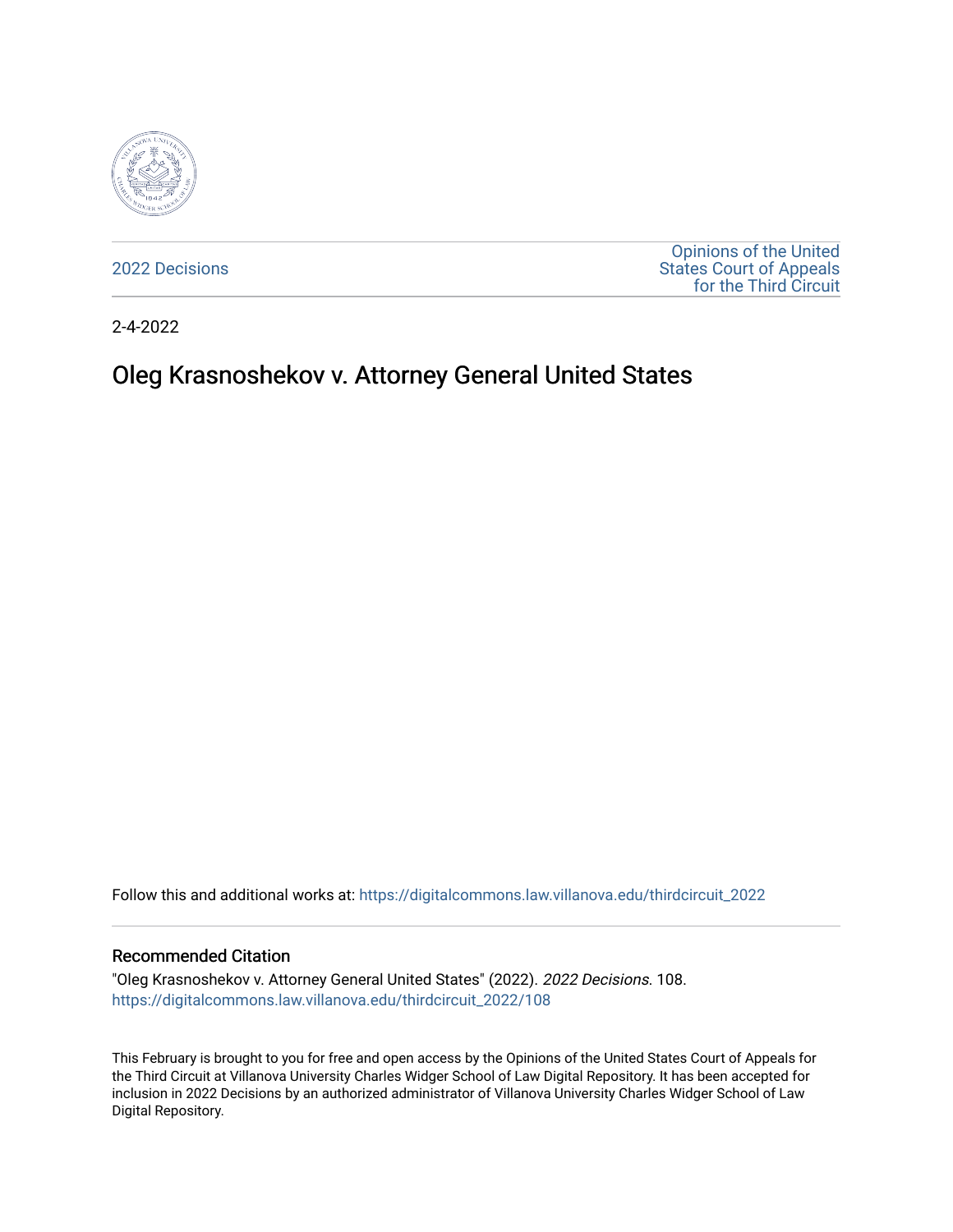2022 Decisions

Opinions of the United States Court of Appeals for the Third Circuit

2-4-2022

# Oleg Krasnoshekov v. Attorney General United States

Follow this and additional works at: https://digitalcommons.law.villanova.edu/thirdcircuit_2022

## Recommended Citation

"Oleg Krasnoshekov v. Attorney General United States" (2022). *2022 Decisions*. 108.
https://digitalcommons.law.villanova.edu/thirdcircuit_2022/108

This February is brought to you for free and open access by the Opinions of the United States Court of Appeals for the Third Circuit at Villanova University Charles Widger School of Law Digital Repository. It has been accepted for inclusion in 2022 Decisions by an authorized administrator of Villanova University Charles Widger School of Law Digital Repository.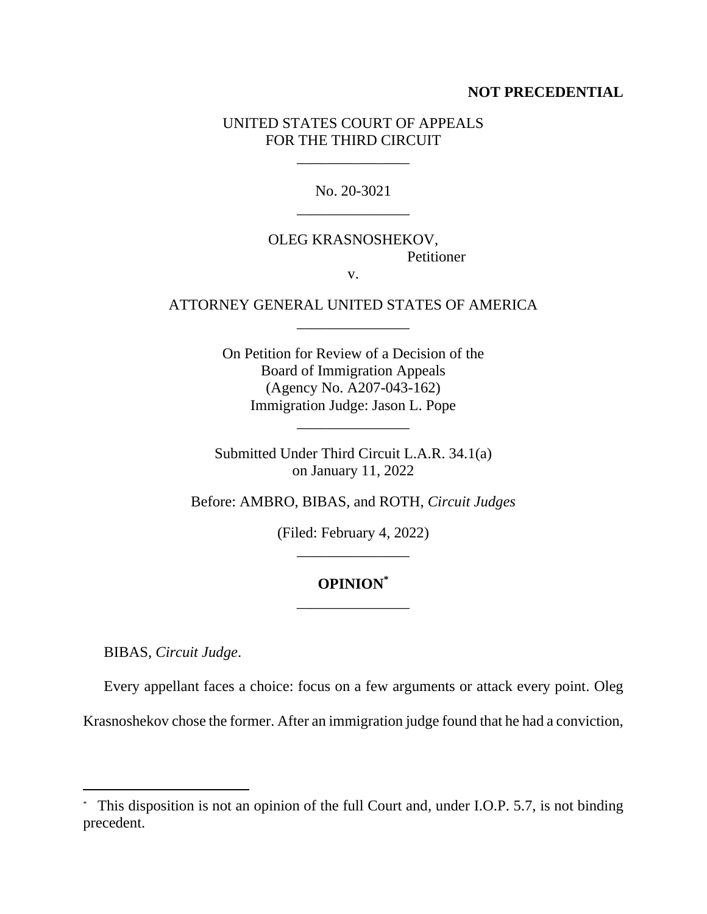**NOT PRECEDENTIAL**

UNITED STATES COURT OF APPEALS
FOR THE THIRD CIRCUIT

\_\_\_\_\_\_\_\_\_\_\_\_\_\_\_

No. 20-3021

\_\_\_\_\_\_\_\_\_\_\_\_\_\_\_

OLEG KRASNOSHEKOV,
Petitioner

v.

ATTORNEY GENERAL UNITED STATES OF AMERICA

\_\_\_\_\_\_\_\_\_\_\_\_\_\_\_

On Petition for Review of a Decision of the
Board of Immigration Appeals
(Agency No. A207-043-162)
Immigration Judge: Jason L. Pope

\_\_\_\_\_\_\_\_\_\_\_\_\_\_\_

Submitted Under Third Circuit L.A.R. 34.1(a)
on January 11, 2022

Before: AMBRO, BIBAS, and ROTH, *Circuit Judges*

(Filed: February 4, 2022)

\_\_\_\_\_\_\_\_\_\_\_\_\_\_\_

**OPINION***

\_\_\_\_\_\_\_\_\_\_\_\_\_\_\_

BIBAS, *Circuit Judge*.

Every appellant faces a choice: focus on a few arguments or attack every point. Oleg Krasnoshekov chose the former. After an immigration judge found that he had a conviction,

---

\* This disposition is not an opinion of the full Court and, under I.O.P. 5.7, is not binding precedent.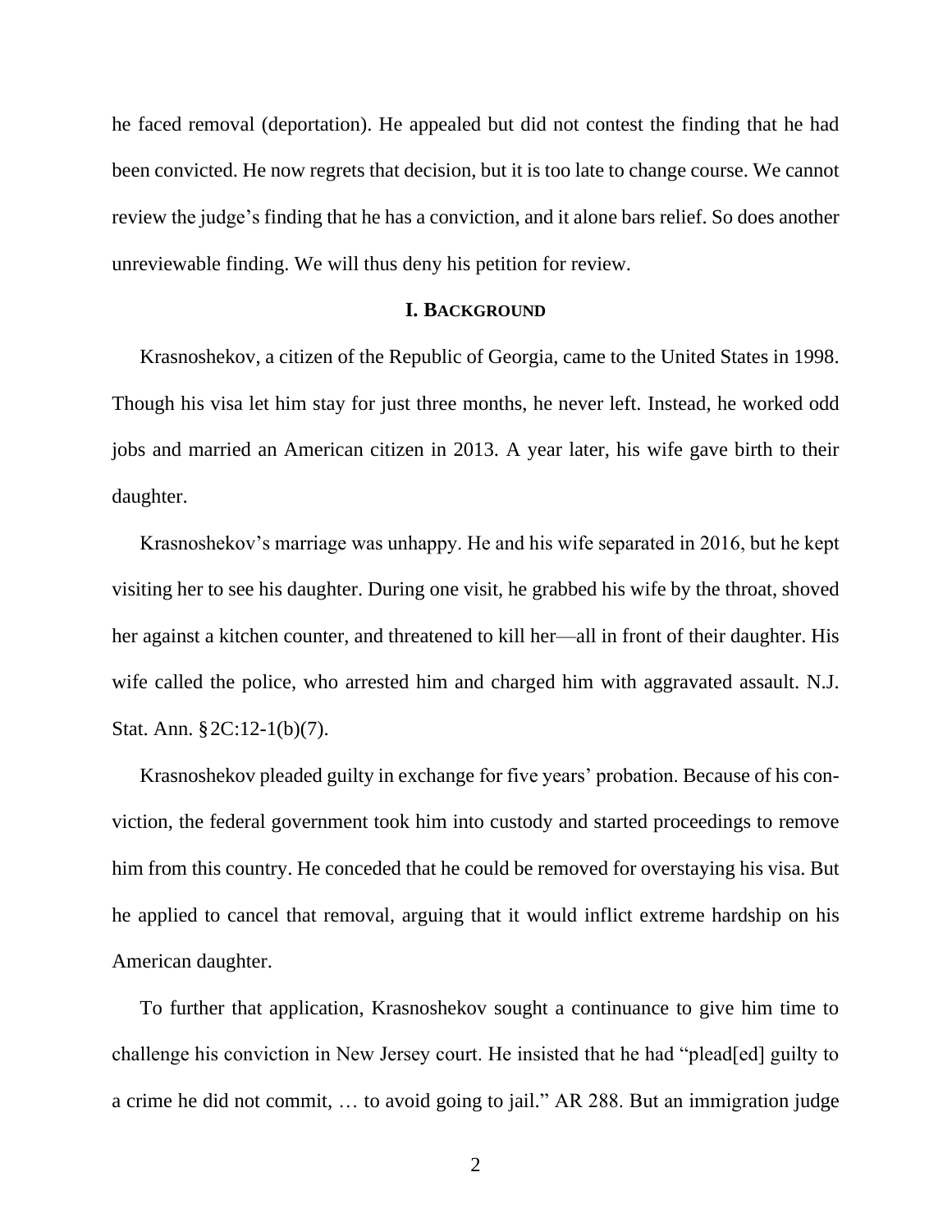he faced removal (deportation). He appealed but did not contest the finding that he had been convicted. He now regrets that decision, but it is too late to change course. We cannot review the judge's finding that he has a conviction, and it alone bars relief. So does another unreviewable finding. We will thus deny his petition for review.

## I. BACKGROUND

Krasnoshekov, a citizen of the Republic of Georgia, came to the United States in 1998. Though his visa let him stay for just three months, he never left. Instead, he worked odd jobs and married an American citizen in 2013. A year later, his wife gave birth to their daughter.

Krasnoshekov's marriage was unhappy. He and his wife separated in 2016, but he kept visiting her to see his daughter. During one visit, he grabbed his wife by the throat, shoved her against a kitchen counter, and threatened to kill her—all in front of their daughter. His wife called the police, who arrested him and charged him with aggravated assault. N.J. Stat. Ann. § 2C:12-1(b)(7).

Krasnoshekov pleaded guilty in exchange for five years' probation. Because of his conviction, the federal government took him into custody and started proceedings to remove him from this country. He conceded that he could be removed for overstaying his visa. But he applied to cancel that removal, arguing that it would inflict extreme hardship on his American daughter.

To further that application, Krasnoshekov sought a continuance to give him time to challenge his conviction in New Jersey court. He insisted that he had "plead[ed] guilty to a crime he did not commit, … to avoid going to jail." AR 288. But an immigration judge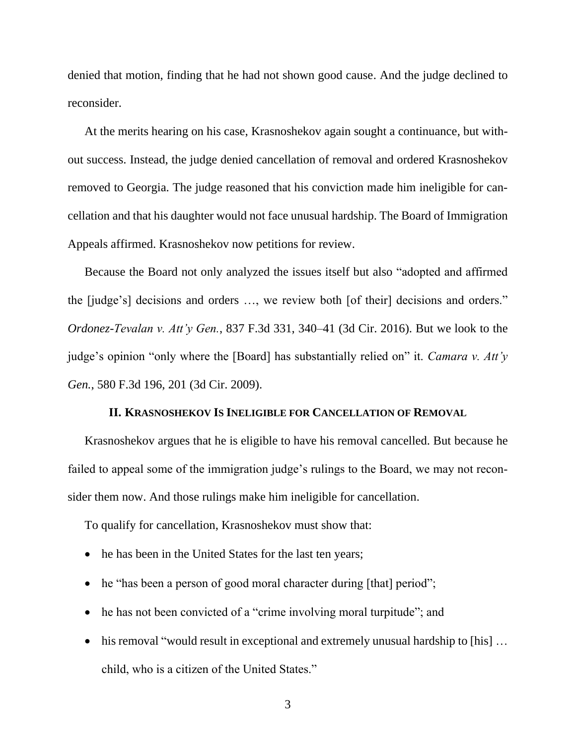denied that motion, finding that he had not shown good cause. And the judge declined to reconsider.

At the merits hearing on his case, Krasnoshekov again sought a continuance, but without success. Instead, the judge denied cancellation of removal and ordered Krasnoshekov removed to Georgia. The judge reasoned that his conviction made him ineligible for cancellation and that his daughter would not face unusual hardship. The Board of Immigration Appeals affirmed. Krasnoshekov now petitions for review.

Because the Board not only analyzed the issues itself but also "adopted and affirmed the [judge's] decisions and orders …, we review both [of their] decisions and orders." *Ordonez-Tevalan v. Att'y Gen.*, 837 F.3d 331, 340–41 (3d Cir. 2016). But we look to the judge's opinion "only where the [Board] has substantially relied on" it. *Camara v. Att'y Gen.*, 580 F.3d 196, 201 (3d Cir. 2009).

## II. Krasnoshekov Is Ineligible for Cancellation of Removal

Krasnoshekov argues that he is eligible to have his removal cancelled. But because he failed to appeal some of the immigration judge's rulings to the Board, we may not reconsider them now. And those rulings make him ineligible for cancellation.

To qualify for cancellation, Krasnoshekov must show that:

- he has been in the United States for the last ten years;
- he "has been a person of good moral character during [that] period";
- he has not been convicted of a "crime involving moral turpitude"; and
- his removal "would result in exceptional and extremely unusual hardship to [his] … child, who is a citizen of the United States."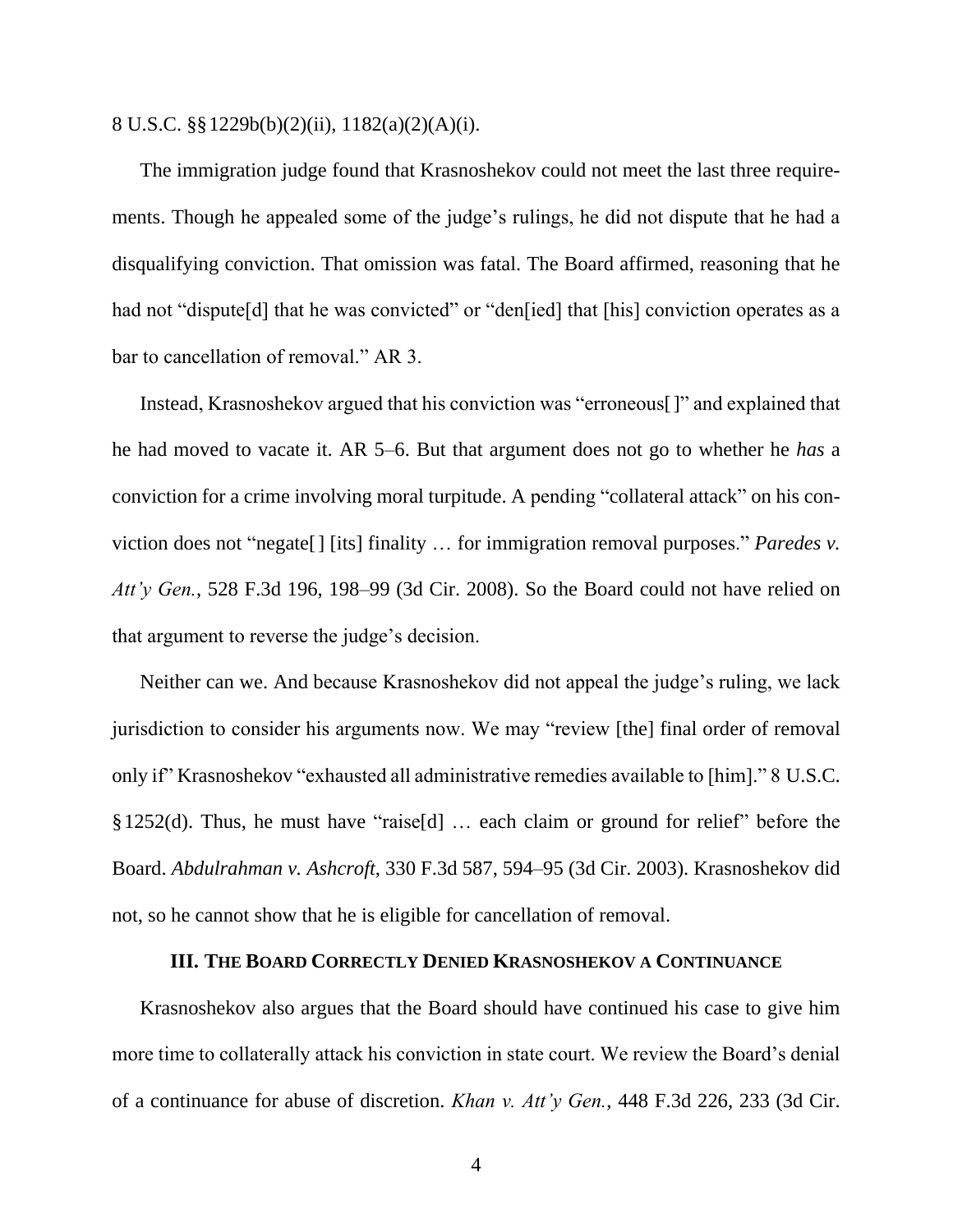8 U.S.C. §§ 1229b(b)(2)(ii), 1182(a)(2)(A)(i).

The immigration judge found that Krasnoshekov could not meet the last three requirements. Though he appealed some of the judge's rulings, he did not dispute that he had a disqualifying conviction. That omission was fatal. The Board affirmed, reasoning that he had not "dispute[d] that he was convicted" or "den[ied] that [his] conviction operates as a bar to cancellation of removal." AR 3.

Instead, Krasnoshekov argued that his conviction was "erroneous[ ]" and explained that he had moved to vacate it. AR 5–6. But that argument does not go to whether he *has* a conviction for a crime involving moral turpitude. A pending "collateral attack" on his conviction does not "negate[ ] [its] finality … for immigration removal purposes." *Paredes v. Att'y Gen.*, 528 F.3d 196, 198–99 (3d Cir. 2008). So the Board could not have relied on that argument to reverse the judge's decision.

Neither can we. And because Krasnoshekov did not appeal the judge's ruling, we lack jurisdiction to consider his arguments now. We may "review [the] final order of removal only if" Krasnoshekov "exhausted all administrative remedies available to [him]." 8 U.S.C. § 1252(d). Thus, he must have "raise[d] … each claim or ground for relief" before the Board. *Abdulrahman v. Ashcroft*, 330 F.3d 587, 594–95 (3d Cir. 2003). Krasnoshekov did not, so he cannot show that he is eligible for cancellation of removal.

### III. The Board Correctly Denied Krasnoshekov a Continuance

Krasnoshekov also argues that the Board should have continued his case to give him more time to collaterally attack his conviction in state court. We review the Board's denial of a continuance for abuse of discretion. *Khan v. Att'y Gen.*, 448 F.3d 226, 233 (3d Cir.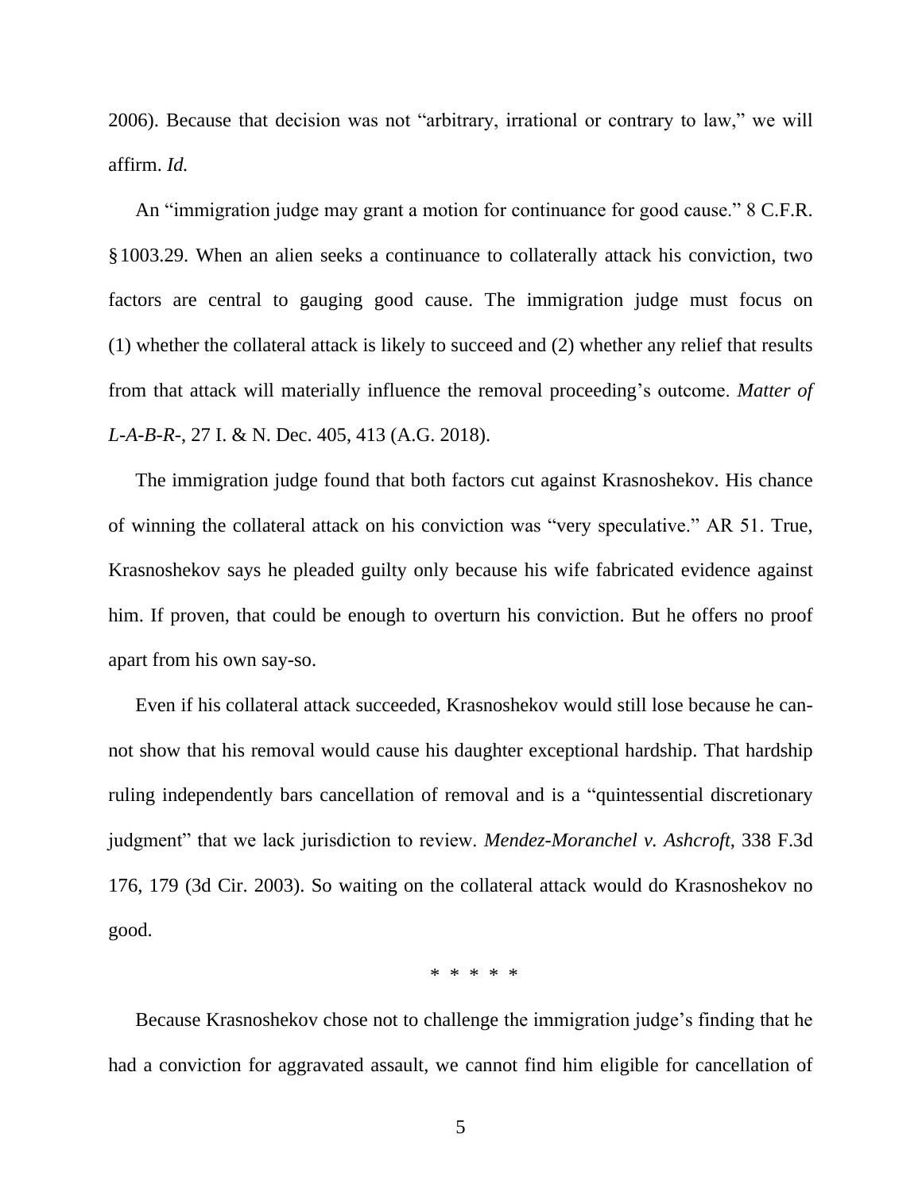2006). Because that decision was not "arbitrary, irrational or contrary to law," we will affirm. *Id.*

An "immigration judge may grant a motion for continuance for good cause." 8 C.F.R. § 1003.29. When an alien seeks a continuance to collaterally attack his conviction, two factors are central to gauging good cause. The immigration judge must focus on (1) whether the collateral attack is likely to succeed and (2) whether any relief that results from that attack will materially influence the removal proceeding's outcome. *Matter of L-A-B-R-*, 27 I. & N. Dec. 405, 413 (A.G. 2018).

The immigration judge found that both factors cut against Krasnoshekov. His chance of winning the collateral attack on his conviction was "very speculative." AR 51. True, Krasnoshekov says he pleaded guilty only because his wife fabricated evidence against him. If proven, that could be enough to overturn his conviction. But he offers no proof apart from his own say-so.

Even if his collateral attack succeeded, Krasnoshekov would still lose because he cannot show that his removal would cause his daughter exceptional hardship. That hardship ruling independently bars cancellation of removal and is a "quintessential discretionary judgment" that we lack jurisdiction to review. *Mendez-Moranchel v. Ashcroft*, 338 F.3d 176, 179 (3d Cir. 2003). So waiting on the collateral attack would do Krasnoshekov no good.

\* \* \* \* \*

Because Krasnoshekov chose not to challenge the immigration judge's finding that he had a conviction for aggravated assault, we cannot find him eligible for cancellation of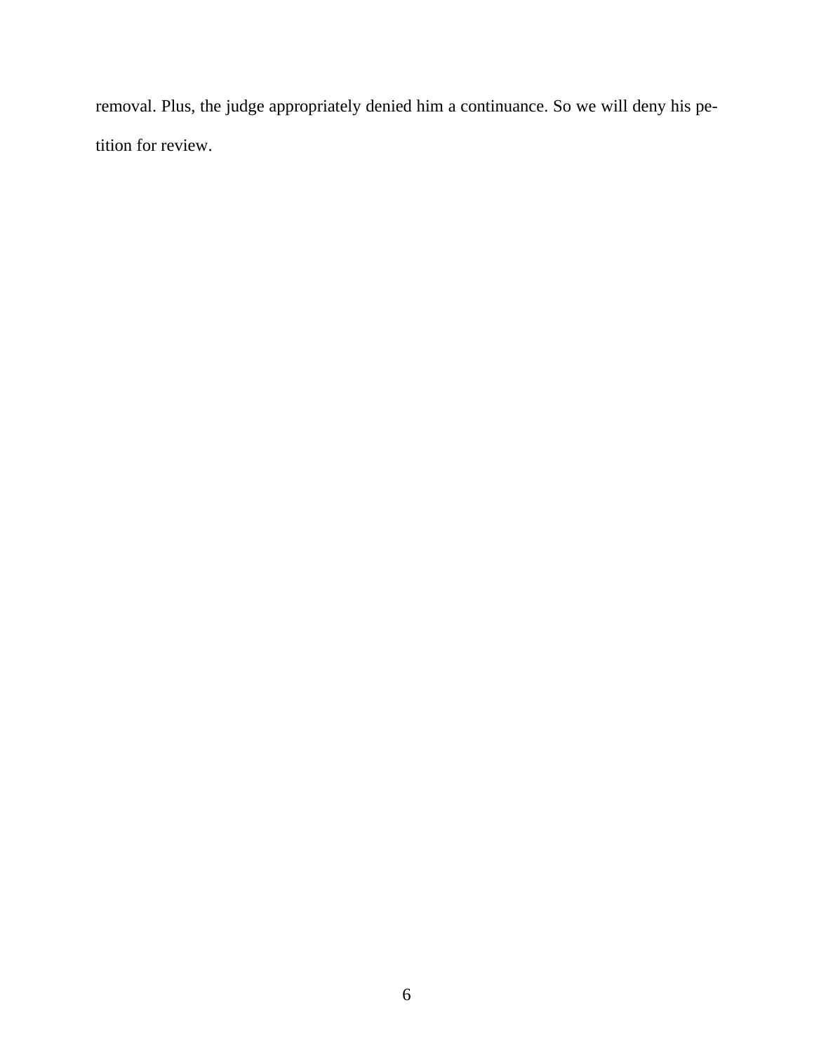removal. Plus, the judge appropriately denied him a continuance. So we will deny his petition for review.